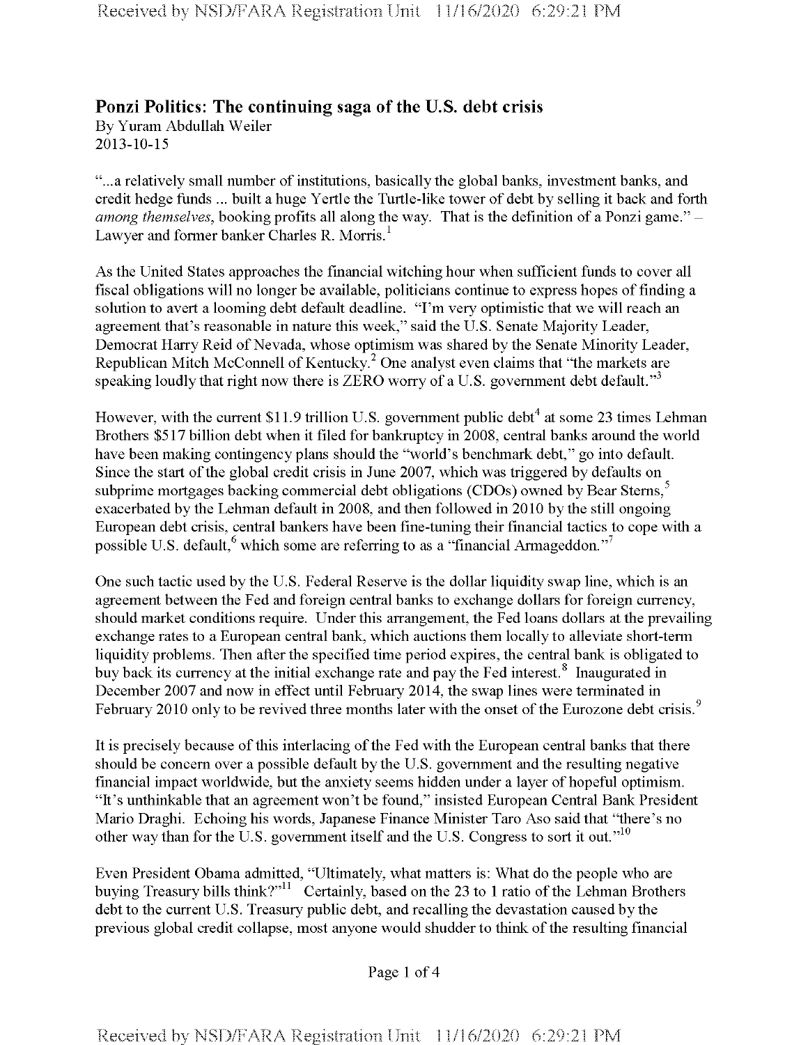# Ponzi Politics: The continuing saga of the U.S. debt crisis

By Yuram Abdullah Weiler
2013-10-15

"...a relatively small number of institutions, basically the global banks, investment banks, and credit hedge funds ... built a huge Yertle the Turtle-like tower of debt by selling it back and forth *among themselves*, booking profits all along the way. That is the definition of a Ponzi game." – Lawyer and former banker Charles R. Morris.[1]

As the United States approaches the financial witching hour when sufficient funds to cover all fiscal obligations will no longer be available, politicians continue to express hopes of finding a solution to avert a looming debt default deadline. "I'm very optimistic that we will reach an agreement that's reasonable in nature this week," said the U.S. Senate Majority Leader, Democrat Harry Reid of Nevada, whose optimism was shared by the Senate Minority Leader, Republican Mitch McConnell of Kentucky.[2] One analyst even claims that "the markets are speaking loudly that right now there is ZERO worry of a U.S. government debt default."[3]

However, with the current $11.9 trillion U.S. government public debt[4] at some 23 times Lehman Brothers $517 billion debt when it filed for bankruptcy in 2008, central banks around the world have been making contingency plans should the "world's benchmark debt," go into default. Since the start of the global credit crisis in June 2007, which was triggered by defaults on subprime mortgages backing commercial debt obligations (CDOs) owned by Bear Sterns,[5] exacerbated by the Lehman default in 2008, and then followed in 2010 by the still ongoing European debt crisis, central bankers have been fine-tuning their financial tactics to cope with a possible U.S. default,[6] which some are referring to as a "financial Armageddon."[7]

One such tactic used by the U.S. Federal Reserve is the dollar liquidity swap line, which is an agreement between the Fed and foreign central banks to exchange dollars for foreign currency, should market conditions require. Under this arrangement, the Fed loans dollars at the prevailing exchange rates to a European central bank, which auctions them locally to alleviate short-term liquidity problems. Then after the specified time period expires, the central bank is obligated to buy back its currency at the initial exchange rate and pay the Fed interest.[8] Inaugurated in December 2007 and now in effect until February 2014, the swap lines were terminated in February 2010 only to be revived three months later with the onset of the Eurozone debt crisis.[9]

It is precisely because of this interlacing of the Fed with the European central banks that there should be concern over a possible default by the U.S. government and the resulting negative financial impact worldwide, but the anxiety seems hidden under a layer of hopeful optimism. "It's unthinkable that an agreement won't be found," insisted European Central Bank President Mario Draghi. Echoing his words, Japanese Finance Minister Taro Aso said that "there's no other way than for the U.S. government itself and the U.S. Congress to sort it out."[10]

Even President Obama admitted, "Ultimately, what matters is: What do the people who are buying Treasury bills think?"[11] Certainly, based on the 23 to 1 ratio of the Lehman Brothers debt to the current U.S. Treasury public debt, and recalling the devastation caused by the previous global credit collapse, most anyone would shudder to think of the resulting financial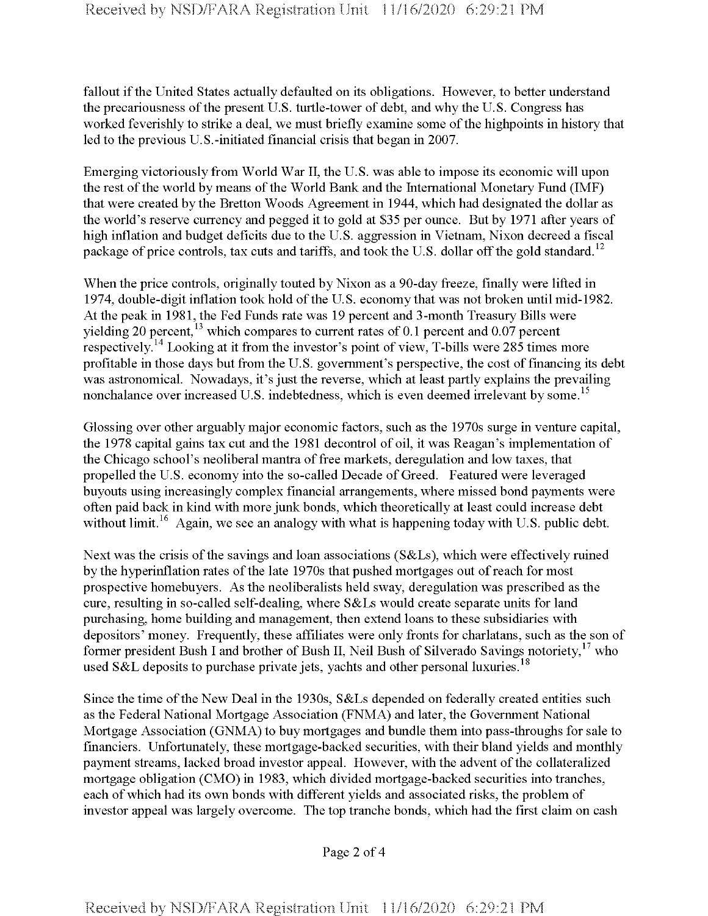fallout if the United States actually defaulted on its obligations. However, to better understand the precariousness of the present U.S. turtle-tower of debt, and why the U.S. Congress has worked feverishly to strike a deal, we must briefly examine some of the highpoints in history that led to the previous U.S.-initiated financial crisis that began in 2007.

Emerging victoriously from World War II, the U.S. was able to impose its economic will upon the rest of the world by means of the World Bank and the International Monetary Fund (IMF) that were created by the Bretton Woods Agreement in 1944, which had designated the dollar as the world's reserve currency and pegged it to gold at $35 per ounce. But by 1971 after years of high inflation and budget deficits due to the U.S. aggression in Vietnam, Nixon decreed a fiscal package of price controls, tax cuts and tariffs, and took the U.S. dollar off the gold standard.[12]

When the price controls, originally touted by Nixon as a 90-day freeze, finally were lifted in 1974, double-digit inflation took hold of the U.S. economy that was not broken until mid-1982. At the peak in 1981, the Fed Funds rate was 19 percent and 3-month Treasury Bills were yielding 20 percent,[13] which compares to current rates of 0.1 percent and 0.07 percent respectively.[14] Looking at it from the investor's point of view, T-bills were 285 times more profitable in those days but from the U.S. government's perspective, the cost of financing its debt was astronomical. Nowadays, it's just the reverse, which at least partly explains the prevailing nonchalance over increased U.S. indebtedness, which is even deemed irrelevant by some.[15]

Glossing over other arguably major economic factors, such as the 1970s surge in venture capital, the 1978 capital gains tax cut and the 1981 decontrol of oil, it was Reagan's implementation of the Chicago school's neoliberal mantra of free markets, deregulation and low taxes, that propelled the U.S. economy into the so-called Decade of Greed. Featured were leveraged buyouts using increasingly complex financial arrangements, where missed bond payments were often paid back in kind with more junk bonds, which theoretically at least could increase debt without limit.[16] Again, we see an analogy with what is happening today with U.S. public debt.

Next was the crisis of the savings and loan associations (S&Ls), which were effectively ruined by the hyperinflation rates of the late 1970s that pushed mortgages out of reach for most prospective homebuyers. As the neoliberalists held sway, deregulation was prescribed as the cure, resulting in so-called self-dealing, where S&Ls would create separate units for land purchasing, home building and management, then extend loans to these subsidiaries with depositors' money. Frequently, these affiliates were only fronts for charlatans, such as the son of former president Bush I and brother of Bush II, Neil Bush of Silverado Savings notoriety,[17] who used S&L deposits to purchase private jets, yachts and other personal luxuries.[18]

Since the time of the New Deal in the 1930s, S&Ls depended on federally created entities such as the Federal National Mortgage Association (FNMA) and later, the Government National Mortgage Association (GNMA) to buy mortgages and bundle them into pass-throughs for sale to financiers. Unfortunately, these mortgage-backed securities, with their bland yields and monthly payment streams, lacked broad investor appeal. However, with the advent of the collateralized mortgage obligation (CMO) in 1983, which divided mortgage-backed securities into tranches, each of which had its own bonds with different yields and associated risks, the problem of investor appeal was largely overcome. The top tranche bonds, which had the first claim on cash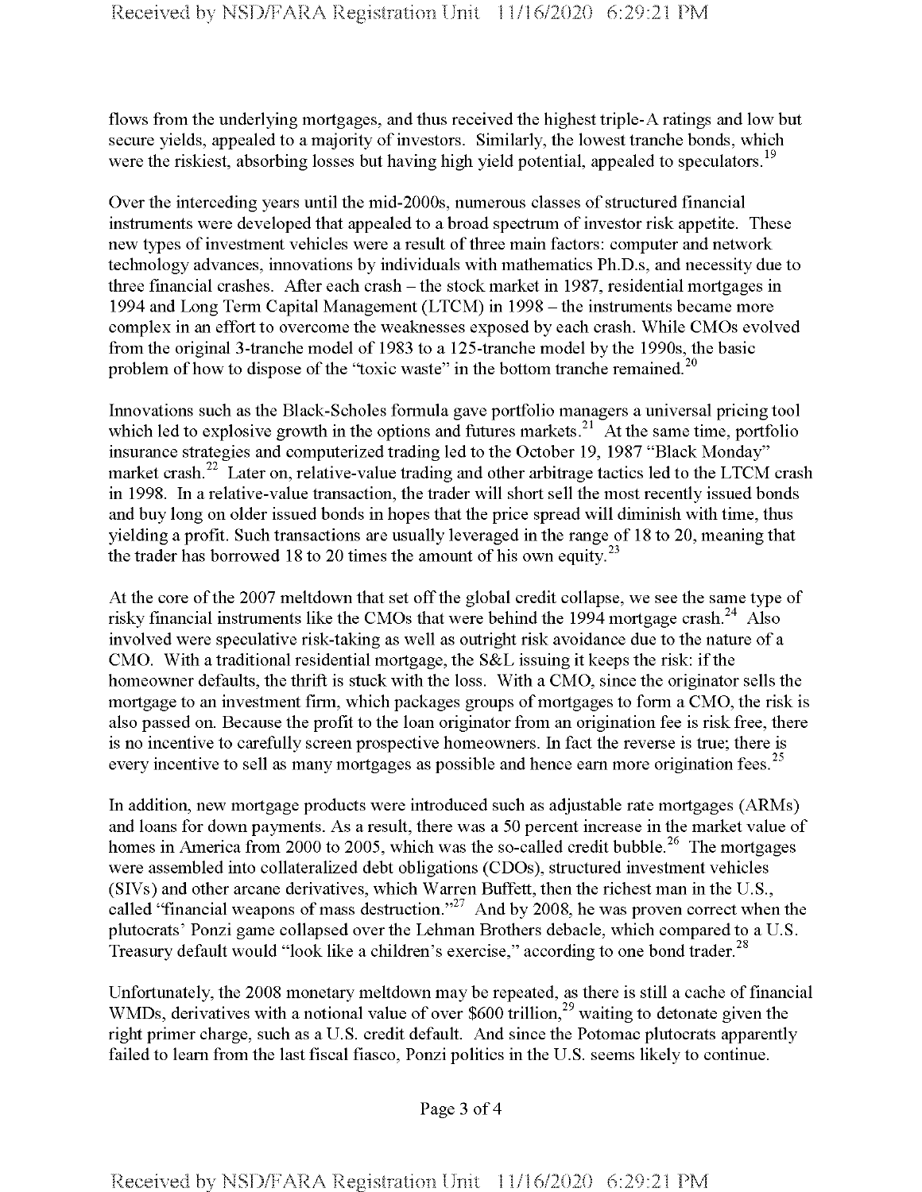flows from the underlying mortgages, and thus received the highest triple-A ratings and low but secure yields, appealed to a majority of investors. Similarly, the lowest tranche bonds, which were the riskiest, absorbing losses but having high yield potential, appealed to speculators.[19]

Over the interceding years until the mid-2000s, numerous classes of structured financial instruments were developed that appealed to a broad spectrum of investor risk appetite. These new types of investment vehicles were a result of three main factors: computer and network technology advances, innovations by individuals with mathematics Ph.D.s, and necessity due to three financial crashes. After each crash – the stock market in 1987, residential mortgages in 1994 and Long Term Capital Management (LTCM) in 1998 – the instruments became more complex in an effort to overcome the weaknesses exposed by each crash. While CMOs evolved from the original 3-tranche model of 1983 to a 125-tranche model by the 1990s, the basic problem of how to dispose of the "toxic waste" in the bottom tranche remained.[20]

Innovations such as the Black-Scholes formula gave portfolio managers a universal pricing tool which led to explosive growth in the options and futures markets.[21] At the same time, portfolio insurance strategies and computerized trading led to the October 19, 1987 "Black Monday" market crash.[22] Later on, relative-value trading and other arbitrage tactics led to the LTCM crash in 1998. In a relative-value transaction, the trader will short sell the most recently issued bonds and buy long on older issued bonds in hopes that the price spread will diminish with time, thus yielding a profit. Such transactions are usually leveraged in the range of 18 to 20, meaning that the trader has borrowed 18 to 20 times the amount of his own equity.[23]

At the core of the 2007 meltdown that set off the global credit collapse, we see the same type of risky financial instruments like the CMOs that were behind the 1994 mortgage crash.[24] Also involved were speculative risk-taking as well as outright risk avoidance due to the nature of a CMO. With a traditional residential mortgage, the S&L issuing it keeps the risk: if the homeowner defaults, the thrift is stuck with the loss. With a CMO, since the originator sells the mortgage to an investment firm, which packages groups of mortgages to form a CMO, the risk is also passed on. Because the profit to the loan originator from an origination fee is risk free, there is no incentive to carefully screen prospective homeowners. In fact the reverse is true; there is every incentive to sell as many mortgages as possible and hence earn more origination fees.[25]

In addition, new mortgage products were introduced such as adjustable rate mortgages (ARMs) and loans for down payments. As a result, there was a 50 percent increase in the market value of homes in America from 2000 to 2005, which was the so-called credit bubble.[26] The mortgages were assembled into collateralized debt obligations (CDOs), structured investment vehicles (SIVs) and other arcane derivatives, which Warren Buffett, then the richest man in the U.S., called "financial weapons of mass destruction."[27] And by 2008, he was proven correct when the plutocrats' Ponzi game collapsed over the Lehman Brothers debacle, which compared to a U.S. Treasury default would "look like a children's exercise," according to one bond trader.[28]

Unfortunately, the 2008 monetary meltdown may be repeated, as there is still a cache of financial WMDs, derivatives with a notional value of over $600 trillion,[29] waiting to detonate given the right primer charge, such as a U.S. credit default. And since the Potomac plutocrats apparently failed to learn from the last fiscal fiasco, Ponzi politics in the U.S. seems likely to continue.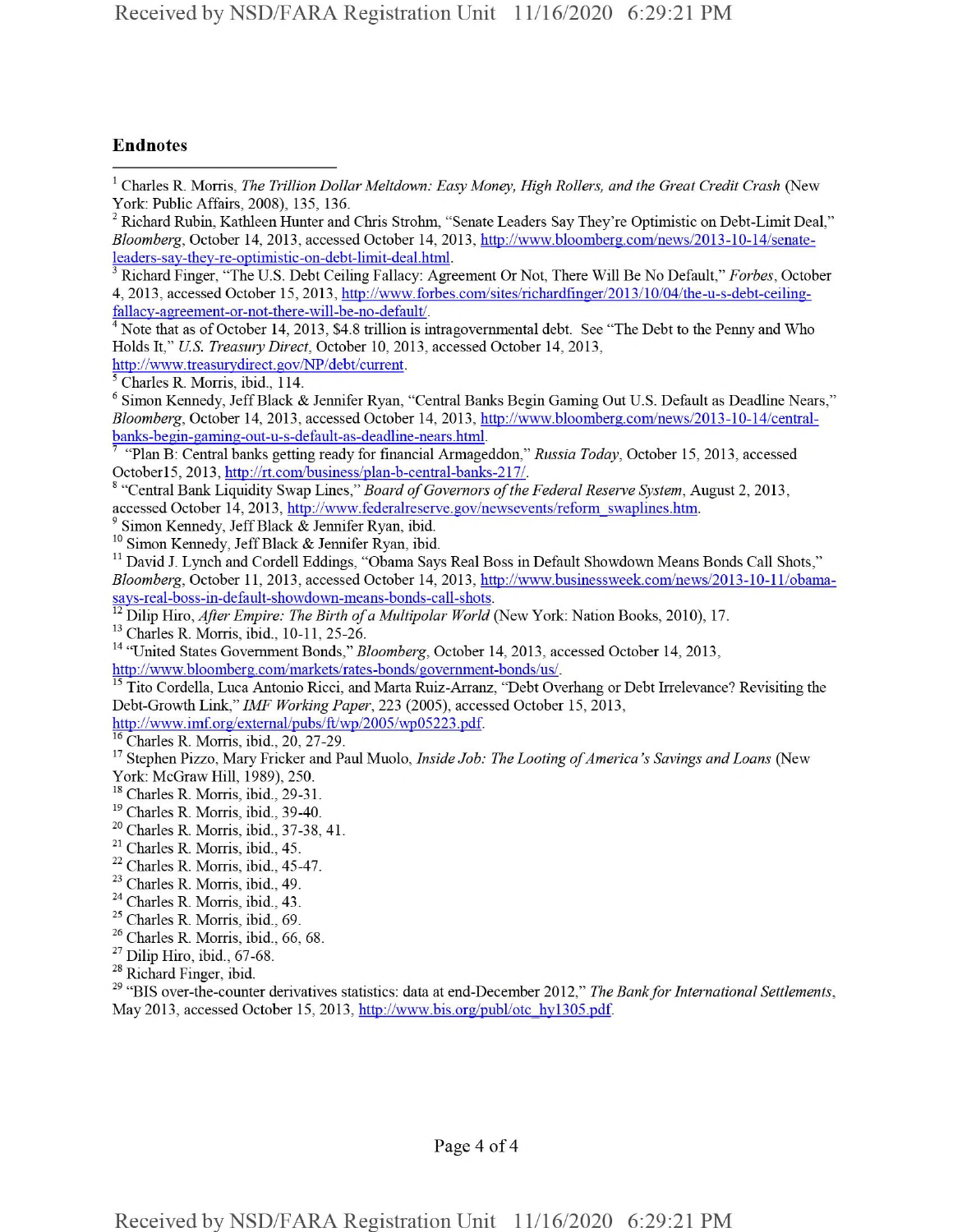## Endnotes

[1] Charles R. Morris, *The Trillion Dollar Meltdown: Easy Money, High Rollers, and the Great Credit Crash* (New York: Public Affairs, 2008), 135, 136.

[2] Richard Rubin, Kathleen Hunter and Chris Strohm, "Senate Leaders Say They're Optimistic on Debt-Limit Deal," *Bloomberg*, October 14, 2013, accessed October 14, 2013, http://www.bloomberg.com/news/2013-10-14/senate-leaders-say-they-re-optimistic-on-debt-limit-deal.html.

[3] Richard Finger, "The U.S. Debt Ceiling Fallacy: Agreement Or Not, There Will Be No Default," *Forbes*, October 4, 2013, accessed October 15, 2013, http://www.forbes.com/sites/richardfinger/2013/10/04/the-u-s-debt-ceiling-fallacy-agreement-or-not-there-will-be-no-default/.

[4] Note that as of October 14, 2013, $4.8 trillion is intragovernmental debt. See "The Debt to the Penny and Who Holds It," *U.S. Treasury Direct*, October 10, 2013, accessed October 14, 2013, http://www.treasurydirect.gov/NP/debt/current.

[5] Charles R. Morris, ibid., 114.

[6] Simon Kennedy, Jeff Black & Jennifer Ryan, "Central Banks Begin Gaming Out U.S. Default as Deadline Nears," *Bloomberg*, October 14, 2013, accessed October 14, 2013, http://www.bloomberg.com/news/2013-10-14/central-banks-begin-gaming-out-u-s-default-as-deadline-nears.html.

[7] "Plan B: Central banks getting ready for financial Armageddon," *Russia Today*, October 15, 2013, accessed October15, 2013, http://rt.com/business/plan-b-central-banks-217/.

[8] "Central Bank Liquidity Swap Lines," *Board of Governors of the Federal Reserve System*, August 2, 2013, accessed October 14, 2013, http://www.federalreserve.gov/newsevents/reform_swaplines.htm.

[9] Simon Kennedy, Jeff Black & Jennifer Ryan, ibid.

[10] Simon Kennedy, Jeff Black & Jennifer Ryan, ibid.

[11] David J. Lynch and Cordell Eddings, "Obama Says Real Boss in Default Showdown Means Bonds Call Shots," *Bloomberg*, October 11, 2013, accessed October 14, 2013, http://www.businessweek.com/news/2013-10-11/obama-says-real-boss-in-default-showdown-means-bonds-call-shots.

[12] Dilip Hiro, *After Empire: The Birth of a Multipolar World* (New York: Nation Books, 2010), 17.

[13] Charles R. Morris, ibid., 10-11, 25-26.

[14] "United States Government Bonds," *Bloomberg*, October 14, 2013, accessed October 14, 2013, http://www.bloomberg.com/markets/rates-bonds/government-bonds/us/.

[15] Tito Cordella, Luca Antonio Ricci, and Marta Ruiz-Arranz, "Debt Overhang or Debt Irrelevance? Revisiting the Debt-Growth Link," *IMF Working Paper*, 223 (2005), accessed October 15, 2013, http://www.imf.org/external/pubs/ft/wp/2005/wp05223.pdf.

[16] Charles R. Morris, ibid., 20, 27-29.

[17] Stephen Pizzo, Mary Fricker and Paul Muolo, *Inside Job: The Looting of America's Savings and Loans* (New York: McGraw Hill, 1989), 250.

[18] Charles R. Morris, ibid., 29-31.

[19] Charles R. Morris, ibid., 39-40.

[20] Charles R. Morris, ibid., 37-38, 41.

[21] Charles R. Morris, ibid., 45.

[22] Charles R. Morris, ibid., 45-47.

[23] Charles R. Morris, ibid., 49.

[24] Charles R. Morris, ibid., 43.

[25] Charles R. Morris, ibid., 69.

[26] Charles R. Morris, ibid., 66, 68.

[27] Dilip Hiro, ibid., 67-68.

[28] Richard Finger, ibid.

[29] "BIS over-the-counter derivatives statistics: data at end-December 2012," *The Bank for International Settlements*, May 2013, accessed October 15, 2013, http://www.bis.org/publ/otc_hy1305.pdf.